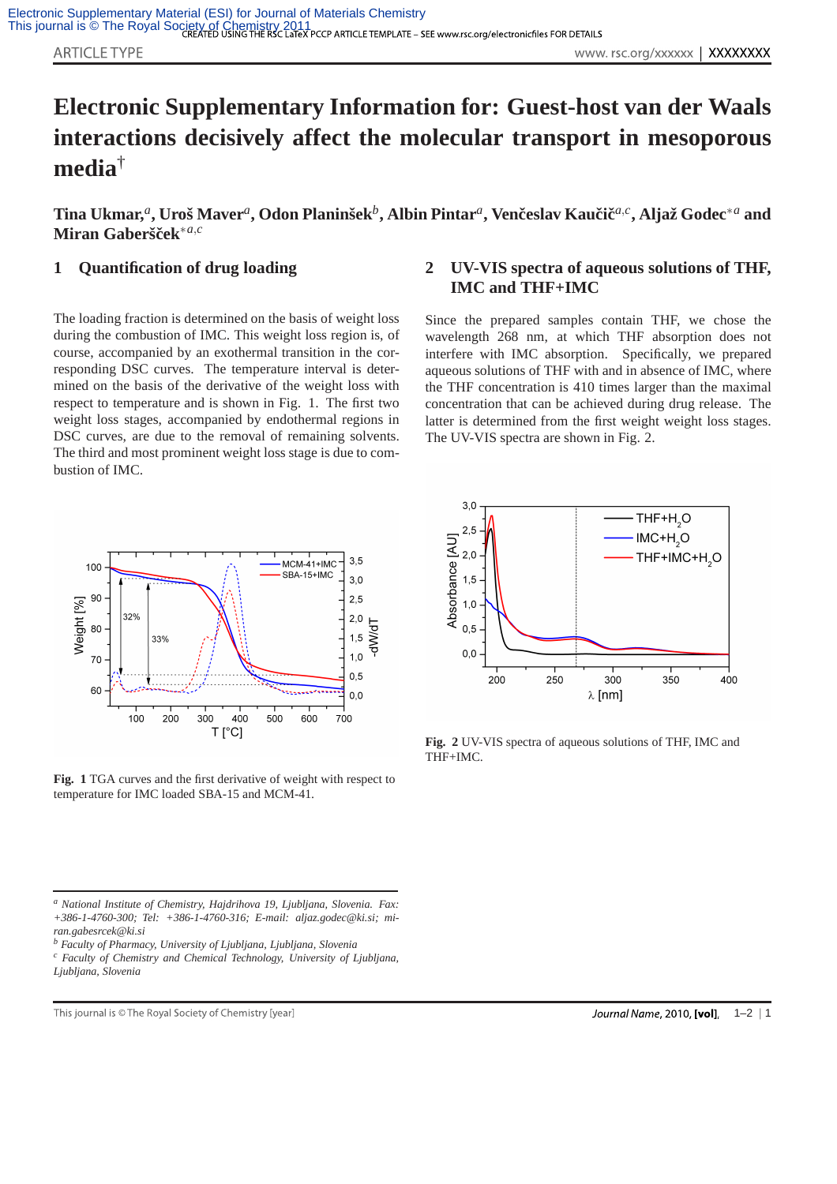# Electronic Supplementary Information for: Guest-host van der Waals interactions decisively affect the molecular transport in mesoporous media†

**Tina Ukmar,[a] Uroš Maver[a], Odon Planinšek[b], Albin Pintar[a], Venčeslav Kaučič[a,c], Aljaž Godec*[a] and Miran Gaberšček*[a,c]**

## 1 Quantification of drug loading

The loading fraction is determined on the basis of weight loss during the combustion of IMC. This weight loss region is, of course, accompanied by an exothermal transition in the corresponding DSC curves. The temperature interval is determined on the basis of the derivative of the weight loss with respect to temperature and is shown in Fig. 1. The first two weight loss stages, accompanied by endothermal regions in DSC curves, are due to the removal of remaining solvents. The third and most prominent weight loss stage is due to combustion of IMC.

**Fig. 1** TGA curves and the first derivative of weight with respect to temperature for IMC loaded SBA-15 and MCM-41.

## 2 UV-VIS spectra of aqueous solutions of THF, IMC and THF+IMC

Since the prepared samples contain THF, we chose the wavelength 268 nm, at which THF absorption does not interfere with IMC absorption. Specifically, we prepared aqueous solutions of THF with and in absence of IMC, where the THF concentration is 410 times larger than the maximal concentration that can be achieved during drug release. The latter is determined from the first weight weight loss stages. The UV-VIS spectra are shown in Fig. 2.

**Fig. 2** UV-VIS spectra of aqueous solutions of THF, IMC and THF+IMC.

---

[a] *National Institute of Chemistry, Hajdrihova 19, Ljubljana, Slovenia. Fax: +386-1-4760-300; Tel: +386-1-4760-316; E-mail: aljaz.godec@ki.si; miran.gabesrcek@ki.si*

[b] *Faculty of Pharmacy, University of Ljubljana, Ljubljana, Slovenia*

[c] *Faculty of Chemistry and Chemical Technology, University of Ljubljana, Ljubljana, Slovenia*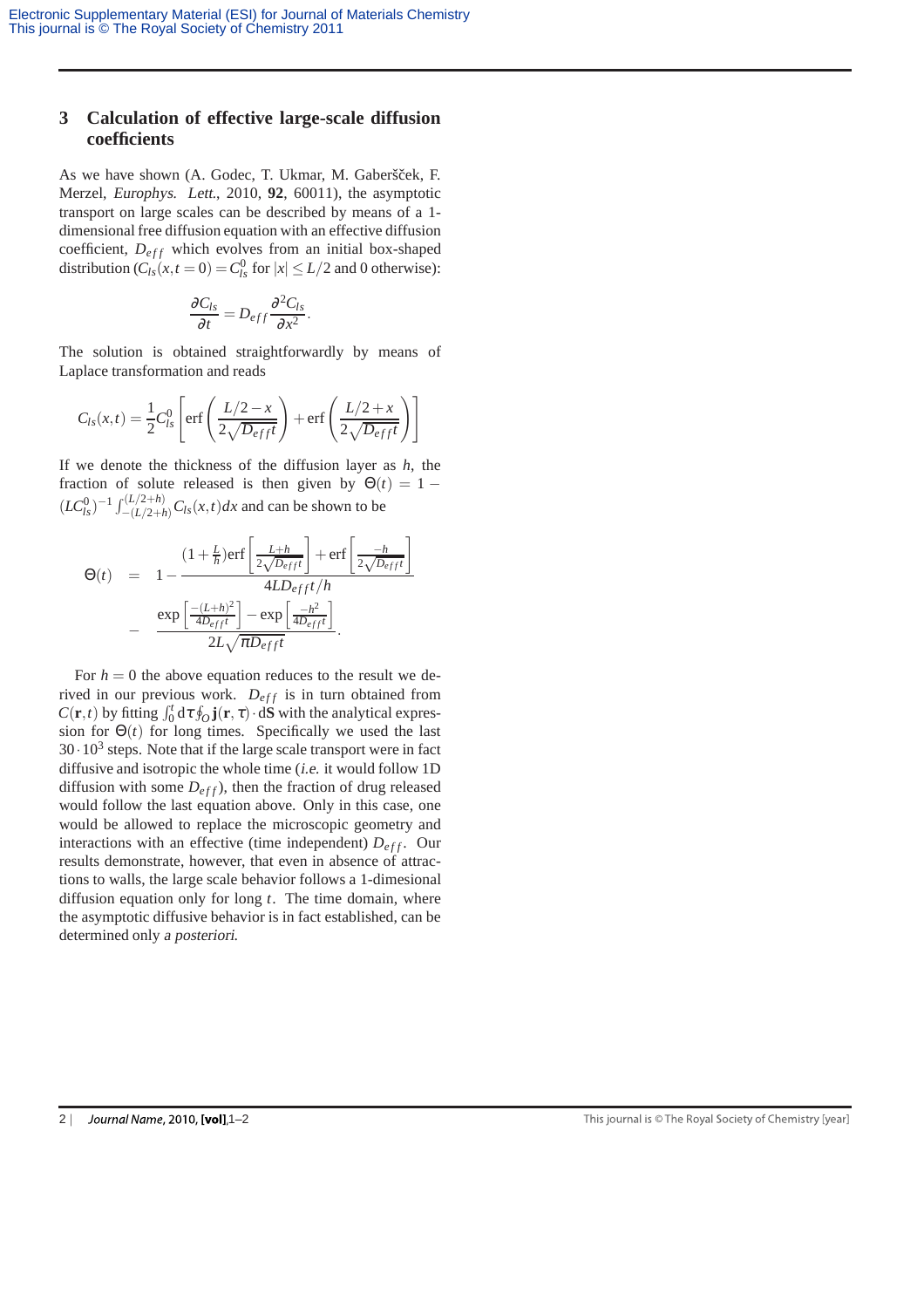## 3 Calculation of effective large-scale diffusion coefficients

As we have shown (A. Godec, T. Ukmar, M. Gaberšček, F. Merzel, *Europhys. Lett.*, 2010, **92**, 60011), the asymptotic transport on large scales can be described by means of a 1-dimensional free diffusion equation with an effective diffusion coefficient, $D_{eff}$ which evolves from an initial box-shaped distribution ($C_{ls}(x,t=0) = C_{ls}^0$ for $|x| \leq L/2$ and 0 otherwise):

$$\frac{\partial C_{ls}}{\partial t} = D_{eff}\frac{\partial^2 C_{ls}}{\partial x^2}.$$

The solution is obtained straightforwardly by means of Laplace transformation and reads

$$C_{ls}(x,t) = \frac{1}{2}C_{ls}^0\left[\mathrm{erf}\left(\frac{L/2-x}{2\sqrt{D_{eff}t}}\right) + \mathrm{erf}\left(\frac{L/2+x}{2\sqrt{D_{eff}t}}\right)\right]$$

If we denote the thickness of the diffusion layer as $h$, the fraction of solute released is then given by $\Theta(t) = 1 - (LC_{ls}^0)^{-1}\int_{-(L/2+h)}^{(L/2+h)} C_{ls}(x,t)dx$ and can be shown to be

$$\begin{aligned}\Theta(t) &= 1 - \frac{(1+\frac{L}{h})\mathrm{erf}\left[\frac{L+h}{2\sqrt{D_{eff}t}}\right] + \mathrm{erf}\left[\frac{-h}{2\sqrt{D_{eff}t}}\right]}{4LD_{eff}t/h} \\ &- \frac{\exp\left[\frac{-(L+h)^2}{4D_{eff}t}\right] - \exp\left[\frac{-h^2}{4D_{eff}t}\right]}{2L\sqrt{\pi D_{eff}t}}.\end{aligned}$$

For $h = 0$ the above equation reduces to the result we derived in our previous work. $D_{eff}$ is in turn obtained from $C(\mathbf{r},t)$ by fitting $\int_0^t \mathrm{d}\tau \oint_O \mathbf{j}(\mathbf{r},\tau)\cdot \mathrm{d}\mathbf{S}$ with the analytical expression for $\Theta(t)$ for long times. Specifically we used the last $30 \cdot 10^3$ steps. Note that if the large scale transport were in fact diffusive and isotropic the whole time (*i.e.* it would follow 1D diffusion with some $D_{eff}$), then the fraction of drug released would follow the last equation above. Only in this case, one would be allowed to replace the microscopic geometry and interactions with an effective (time independent) $D_{eff}$. Our results demonstrate, however, that even in absence of attractions to walls, the large scale behavior follows a 1-dimesional diffusion equation only for long $t$. The time domain, where the asymptotic diffusive behavior is in fact established, can be determined only *a posteriori*.